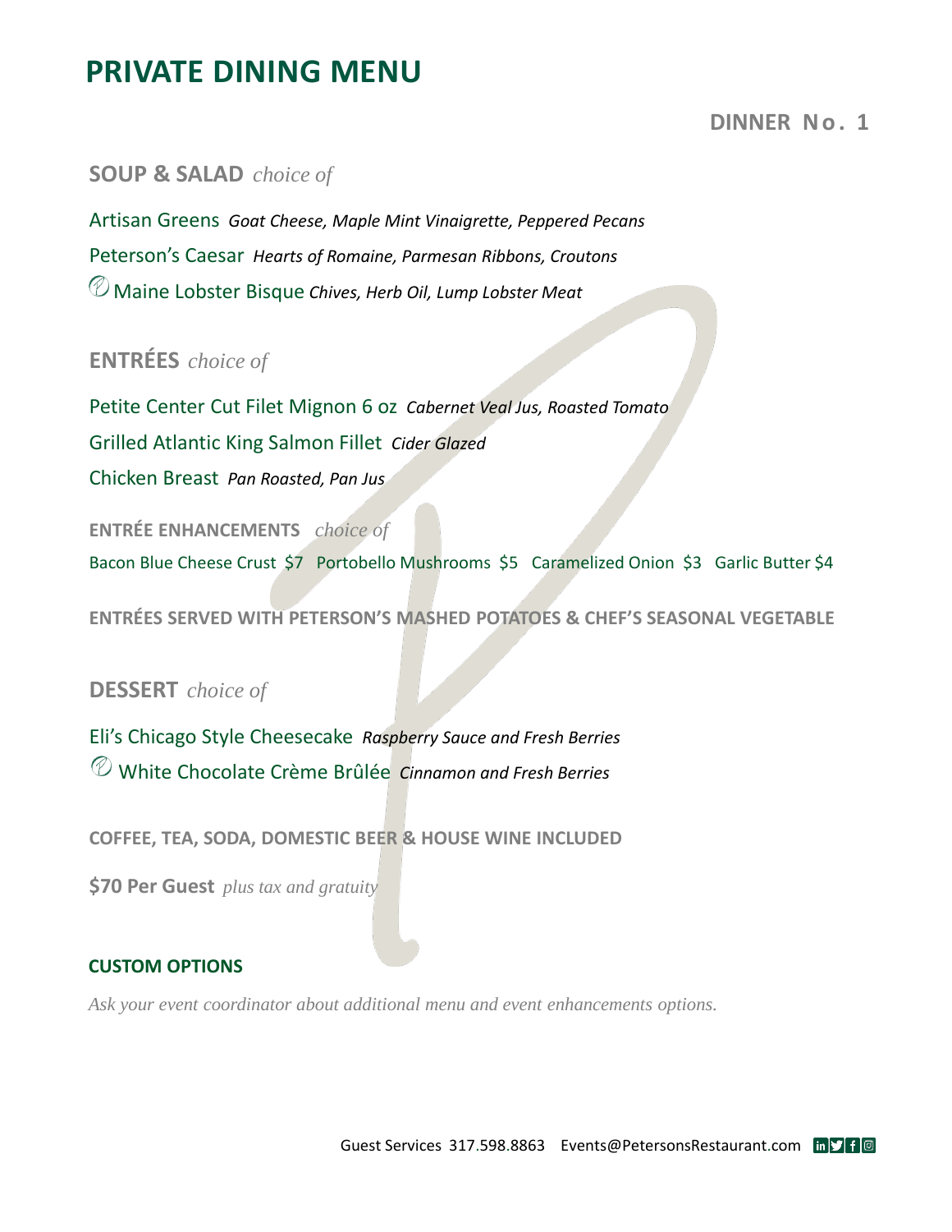# PRIVATE DINING MENU

## DINNER No. 1

### SOUP & SALAD *choice of*

Artisan Greens *Goat Cheese, Maple Mint Vinaigrette, Peppered Pecans*

Peterson's Caesar *Hearts of Romaine, Parmesan Ribbons, Croutons*

Maine Lobster Bisque *Chives, Herb Oil, Lump Lobster Meat*

### ENTRÉES *choice of*

Petite Center Cut Filet Mignon 6 oz *Cabernet Veal Jus, Roasted Tomato*

Grilled Atlantic King Salmon Fillet *Cider Glazed*

Chicken Breast *Pan Roasted, Pan Jus*

**ENTRÉE ENHANCEMENTS** *choice of*

Bacon Blue Cheese Crust $7 Portobello Mushrooms $5 Caramelized Onion $3 Garlic Butter $4

**ENTRÉES SERVED WITH PETERSON'S MASHED POTATOES & CHEF'S SEASONAL VEGETABLE**

### DESSERT *choice of*

Eli's Chicago Style Cheesecake *Raspberry Sauce and Fresh Berries*

White Chocolate Crème Brûlée *Cinnamon and Fresh Berries*

**COFFEE, TEA, SODA, DOMESTIC BEER & HOUSE WINE INCLUDED**

**$70 Per Guest** *plus tax and gratuity*

### CUSTOM OPTIONS

*Ask your event coordinator about additional menu and event enhancements options.*

Guest Services 317.598.8863 Events@PetersonsRestaurant.com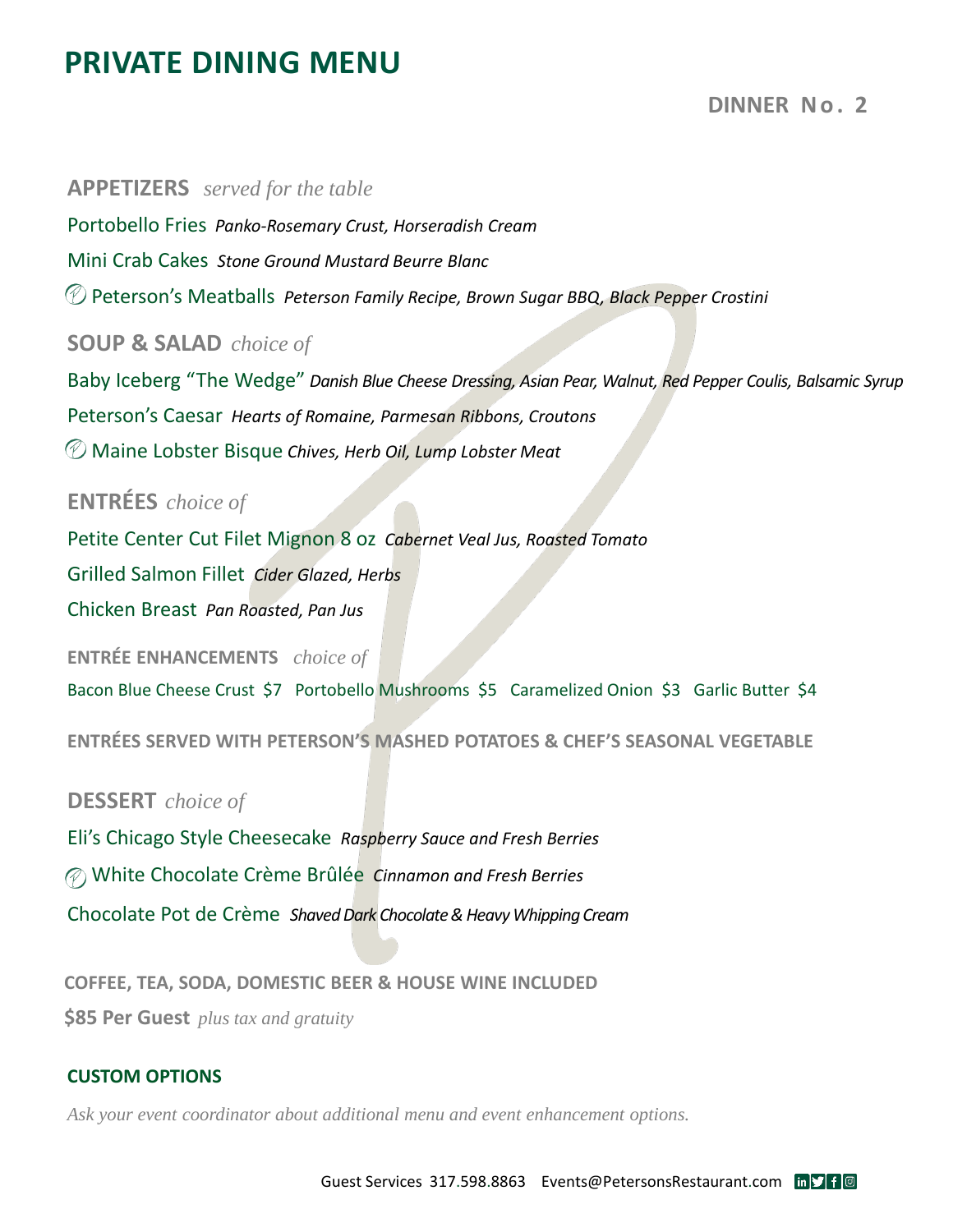# PRIVATE DINING MENU

**DINNER No. 2**

## APPETIZERS *served for the table*

Portobello Fries *Panko-Rosemary Crust, Horseradish Cream*

Mini Crab Cakes *Stone Ground Mustard Beurre Blanc*

Peterson's Meatballs *Peterson Family Recipe, Brown Sugar BBQ, Black Pepper Crostini*

## SOUP & SALAD *choice of*

Baby Iceberg "The Wedge" *Danish Blue Cheese Dressing, Asian Pear, Walnut, Red Pepper Coulis, Balsamic Syrup*

Peterson's Caesar *Hearts of Romaine, Parmesan Ribbons, Croutons*

Maine Lobster Bisque *Chives, Herb Oil, Lump Lobster Meat*

## ENTRÉES *choice of*

Petite Center Cut Filet Mignon 8 oz *Cabernet Veal Jus, Roasted Tomato*

Grilled Salmon Fillet *Cider Glazed, Herbs*

Chicken Breast *Pan Roasted, Pan Jus*

### ENTRÉE ENHANCEMENTS *choice of*

Bacon Blue Cheese Crust $7 Portobello Mushrooms $5 Caramelized Onion $3 Garlic Butter $4

**ENTRÉES SERVED WITH PETERSON'S MASHED POTATOES & CHEF'S SEASONAL VEGETABLE**

## DESSERT *choice of*

Eli's Chicago Style Cheesecake *Raspberry Sauce and Fresh Berries*

White Chocolate Crème Brûlée *Cinnamon and Fresh Berries*

Chocolate Pot de Crème *Shaved Dark Chocolate & Heavy Whipping Cream*

**COFFEE, TEA, SODA, DOMESTIC BEER & HOUSE WINE INCLUDED**

**$85 Per Guest** *plus tax and gratuity*

### CUSTOM OPTIONS

*Ask your event coordinator about additional menu and event enhancement options.*

Guest Services 317.598.8863 Events@PetersonsRestaurant.com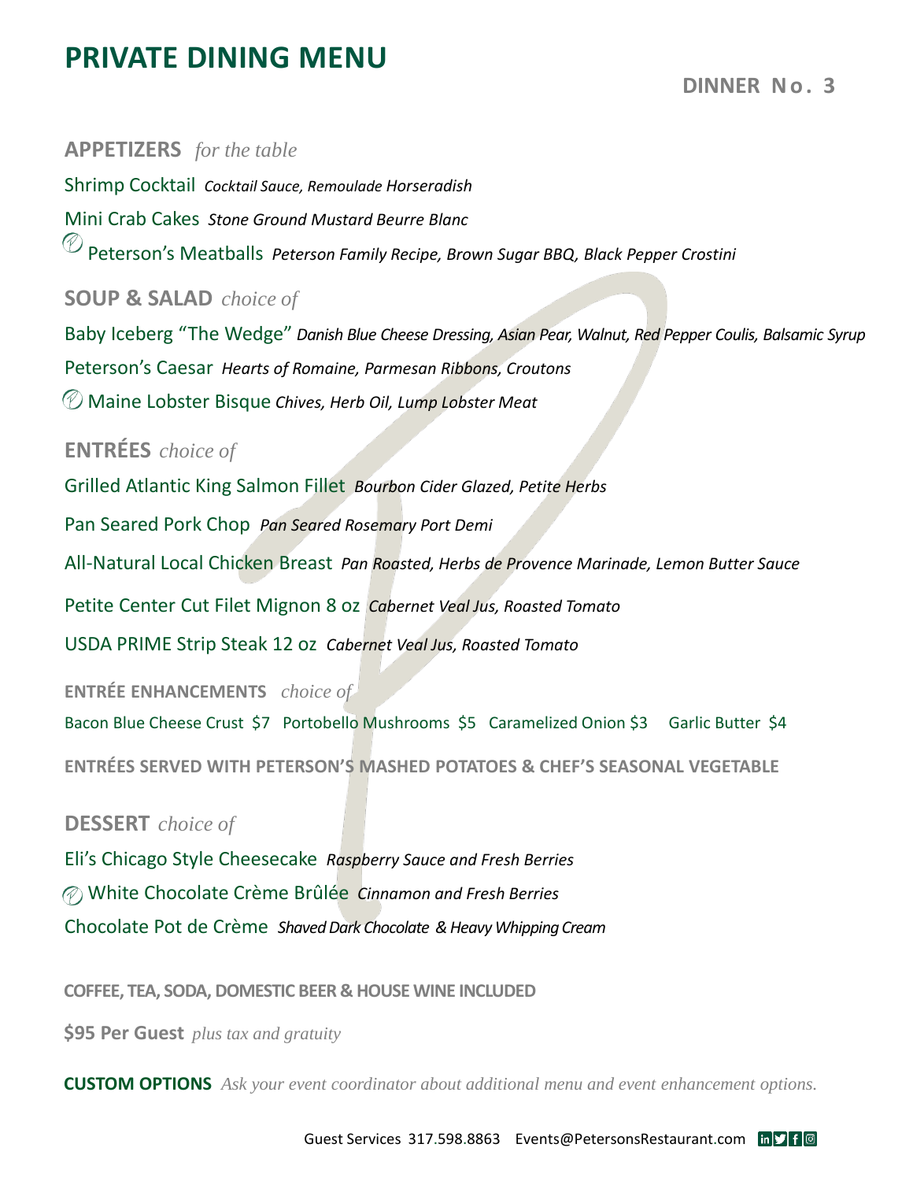# PRIVATE DINING MENU

**DINNER No. 3**

## APPETIZERS *for the table*

Shrimp Cocktail *Cocktail Sauce, Remoulade Horseradish*

Mini Crab Cakes *Stone Ground Mustard Beurre Blanc*

Peterson's Meatballs *Peterson Family Recipe, Brown Sugar BBQ, Black Pepper Crostini*

## SOUP & SALAD *choice of*

Baby Iceberg "The Wedge" *Danish Blue Cheese Dressing, Asian Pear, Walnut, Red Pepper Coulis, Balsamic Syrup*

Peterson's Caesar *Hearts of Romaine, Parmesan Ribbons, Croutons*

Maine Lobster Bisque *Chives, Herb Oil, Lump Lobster Meat*

## ENTRÉES *choice of*

Grilled Atlantic King Salmon Fillet *Bourbon Cider Glazed, Petite Herbs*

Pan Seared Pork Chop *Pan Seared Rosemary Port Demi*

All-Natural Local Chicken Breast *Pan Roasted, Herbs de Provence Marinade, Lemon Butter Sauce*

Petite Center Cut Filet Mignon 8 oz *Cabernet Veal Jus, Roasted Tomato*

USDA PRIME Strip Steak 12 oz *Cabernet Veal Jus, Roasted Tomato*

### ENTRÉE ENHANCEMENTS *choice of*

Bacon Blue Cheese Crust $7 Portobello Mushrooms $5 Caramelized Onion $3 Garlic Butter $4

**ENTRÉES SERVED WITH PETERSON'S MASHED POTATOES & CHEF'S SEASONAL VEGETABLE**

## DESSERT *choice of*

Eli's Chicago Style Cheesecake *Raspberry Sauce and Fresh Berries*

White Chocolate Crème Brûlée *Cinnamon and Fresh Berries*

Chocolate Pot de Crème *Shaved Dark Chocolate & Heavy Whipping Cream*

**COFFEE, TEA, SODA, DOMESTIC BEER & HOUSE WINE INCLUDED**

**$95 Per Guest** *plus tax and gratuity*

**CUSTOM OPTIONS** *Ask your event coordinator about additional menu and event enhancement options.*

Guest Services 317.598.8863 Events@PetersonsRestaurant.com